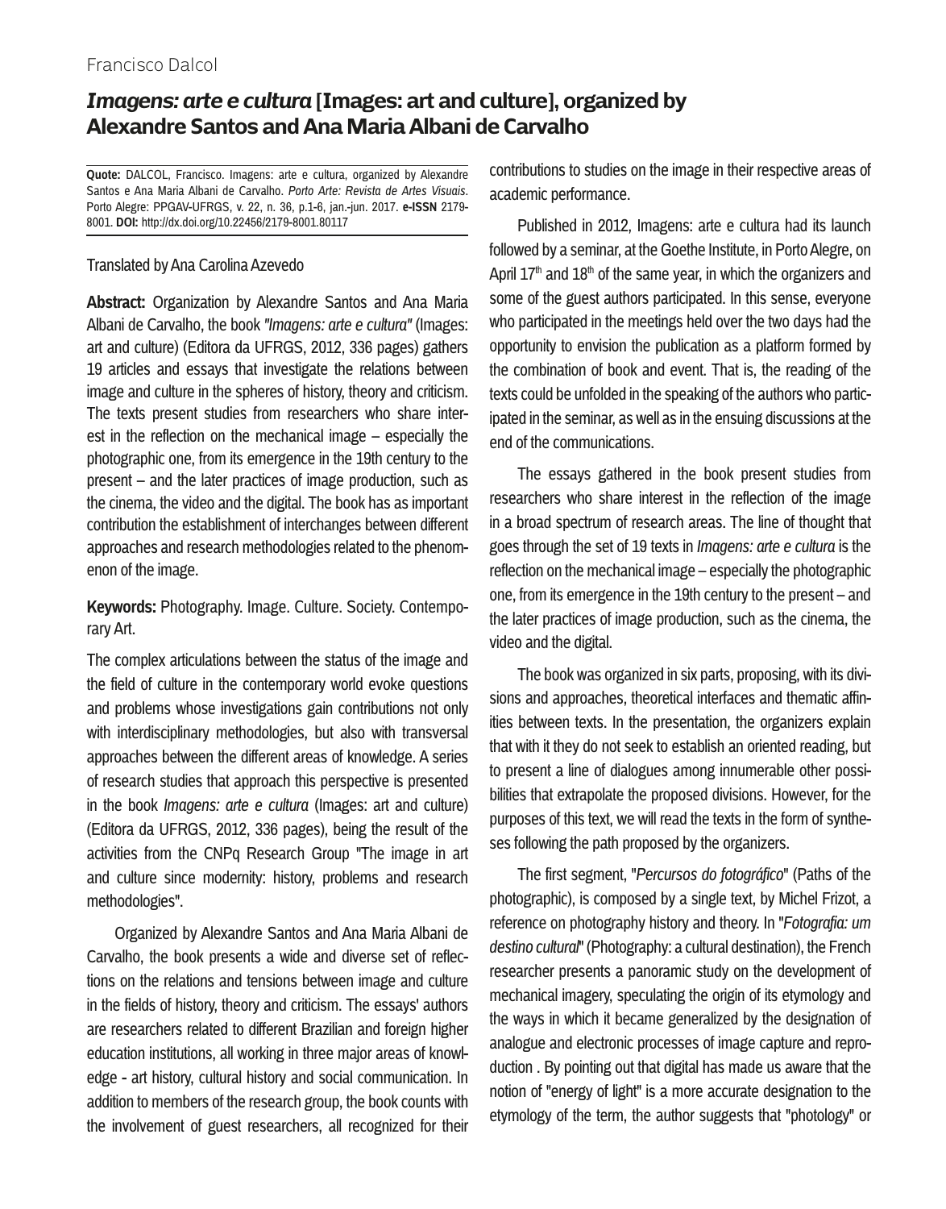Francisco Dalcol

# *Imagens: arte e cultura* [Images: art and culture], organized by Alexandre Santos and Ana Maria Albani de Carvalho

**Quote:** DALCOL, Francisco. Imagens: arte e cultura, organized by Alexandre Santos e Ana Maria Albani de Carvalho. *Porto Arte: Revista de Artes Visuais*. Porto Alegre: PPGAV-UFRGS, v. 22, n. 36, p.1-6, jan.-jun. 2017. **e-ISSN** 2179-8001. **DOI:** http://dx.doi.org/10.22456/2179-8001.80117

Translated by Ana Carolina Azevedo

**Abstract:** Organization by Alexandre Santos and Ana Maria Albani de Carvalho, the book *"Imagens: arte e cultura"* (Images: art and culture) (Editora da UFRGS, 2012, 336 pages) gathers 19 articles and essays that investigate the relations between image and culture in the spheres of history, theory and criticism. The texts present studies from researchers who share interest in the reflection on the mechanical image – especially the photographic one, from its emergence in the 19th century to the present – and the later practices of image production, such as the cinema, the video and the digital. The book has as important contribution the establishment of interchanges between different approaches and research methodologies related to the phenomenon of the image.

**Keywords:** Photography. Image. Culture. Society. Contemporary Art.

The complex articulations between the status of the image and the field of culture in the contemporary world evoke questions and problems whose investigations gain contributions not only with interdisciplinary methodologies, but also with transversal approaches between the different areas of knowledge. A series of research studies that approach this perspective is presented in the book *Imagens: arte e cultura* (Images: art and culture) (Editora da UFRGS, 2012, 336 pages), being the result of the activities from the CNPq Research Group "The image in art and culture since modernity: history, problems and research methodologies".

Organized by Alexandre Santos and Ana Maria Albani de Carvalho, the book presents a wide and diverse set of reflections on the relations and tensions between image and culture in the fields of history, theory and criticism. The essays' authors are researchers related to different Brazilian and foreign higher education institutions, all working in three major areas of knowledge - art history, cultural history and social communication. In addition to members of the research group, the book counts with the involvement of guest researchers, all recognized for their contributions to studies on the image in their respective areas of academic performance.

Published in 2012, Imagens: arte e cultura had its launch followed by a seminar, at the Goethe Institute, in Porto Alegre, on April 17th and 18th of the same year, in which the organizers and some of the guest authors participated. In this sense, everyone who participated in the meetings held over the two days had the opportunity to envision the publication as a platform formed by the combination of book and event. That is, the reading of the texts could be unfolded in the speaking of the authors who participated in the seminar, as well as in the ensuing discussions at the end of the communications.

The essays gathered in the book present studies from researchers who share interest in the reflection of the image in a broad spectrum of research areas. The line of thought that goes through the set of 19 texts in *Imagens: arte e cultura* is the reflection on the mechanical image – especially the photographic one, from its emergence in the 19th century to the present – and the later practices of image production, such as the cinema, the video and the digital.

The book was organized in six parts, proposing, with its divisions and approaches, theoretical interfaces and thematic affinities between texts. In the presentation, the organizers explain that with it they do not seek to establish an oriented reading, but to present a line of dialogues among innumerable other possibilities that extrapolate the proposed divisions. However, for the purposes of this text, we will read the texts in the form of syntheses following the path proposed by the organizers.

The first segment, "*Percursos do fotográfico*" (Paths of the photographic), is composed by a single text, by Michel Frizot, a reference on photography history and theory. In "*Fotografia: um destino cultural*" (Photography: a cultural destination), the French researcher presents a panoramic study on the development of mechanical imagery, speculating the origin of its etymology and the ways in which it became generalized by the designation of analogue and electronic processes of image capture and reproduction . By pointing out that digital has made us aware that the notion of "energy of light" is a more accurate designation to the etymology of the term, the author suggests that "photology" or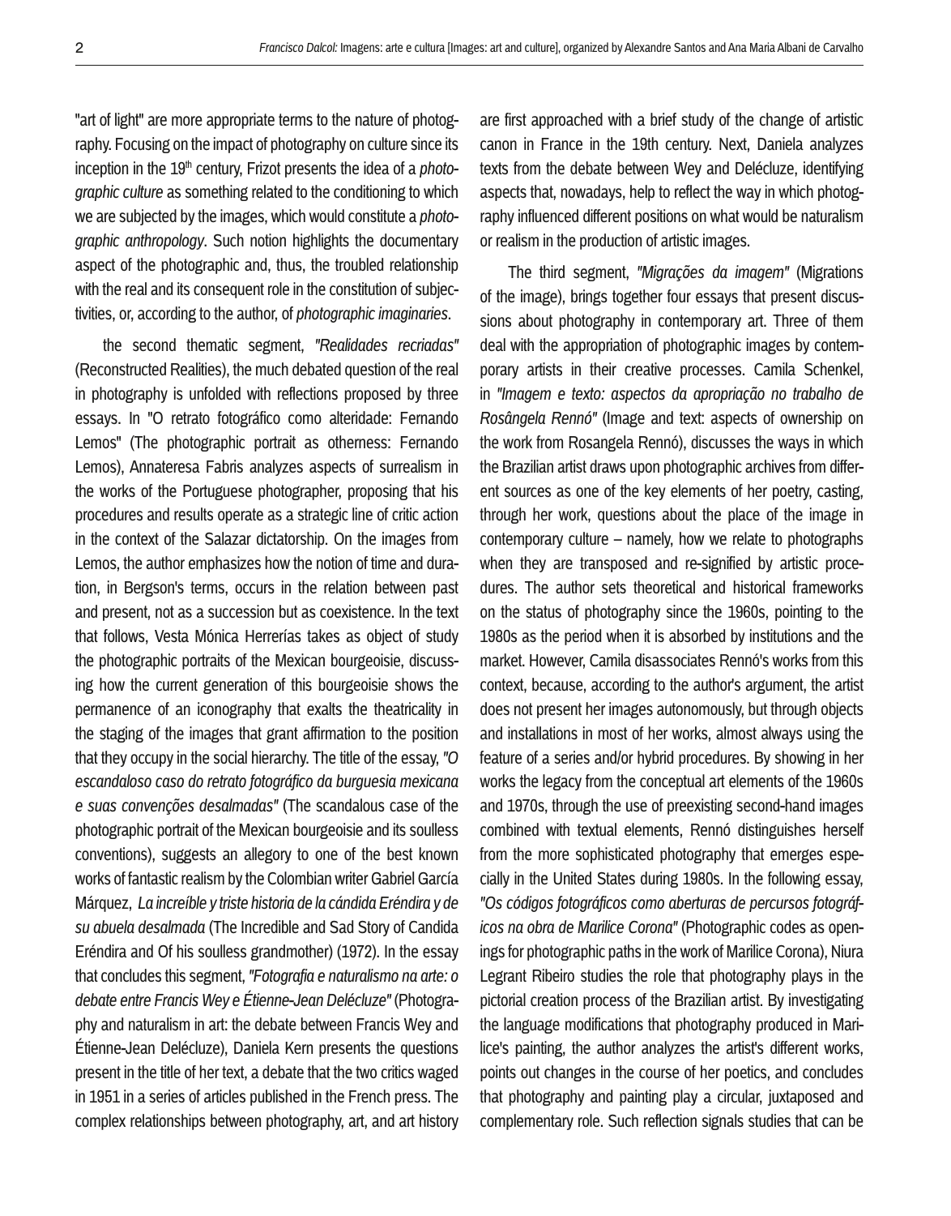"art of light" are more appropriate terms to the nature of photography. Focusing on the impact of photography on culture since its inception in the 19th century, Frizot presents the idea of a *photographic culture* as something related to the conditioning to which we are subjected by the images, which would constitute a *photographic anthropology*. Such notion highlights the documentary aspect of the photographic and, thus, the troubled relationship with the real and its consequent role in the constitution of subjectivities, or, according to the author, of *photographic imaginaries*.

the second thematic segment, *"Realidades recriadas"* (Reconstructed Realities), the much debated question of the real in photography is unfolded with reflections proposed by three essays. In "O retrato fotográfico como alteridade: Fernando Lemos" (The photographic portrait as otherness: Fernando Lemos), Annateresa Fabris analyzes aspects of surrealism in the works of the Portuguese photographer, proposing that his procedures and results operate as a strategic line of critic action in the context of the Salazar dictatorship. On the images from Lemos, the author emphasizes how the notion of time and duration, in Bergson's terms, occurs in the relation between past and present, not as a succession but as coexistence. In the text that follows, Vesta Mónica Herrerías takes as object of study the photographic portraits of the Mexican bourgeoisie, discussing how the current generation of this bourgeoisie shows the permanence of an iconography that exalts the theatricality in the staging of the images that grant affirmation to the position that they occupy in the social hierarchy. The title of the essay, *"O escandaloso caso do retrato fotográfico da burguesia mexicana e suas convenções desalmadas"* (The scandalous case of the photographic portrait of the Mexican bourgeoisie and its soulless conventions), suggests an allegory to one of the best known works of fantastic realism by the Colombian writer Gabriel García Márquez, *La increíble y triste historia de la cándida Eréndira y de su abuela desalmada* (The Incredible and Sad Story of Candida Eréndira and Of his soulless grandmother) (1972). In the essay that concludes this segment, *"Fotografia e naturalismo na arte: o debate entre Francis Wey e Étienne-Jean Delécluze"* (Photography and naturalism in art: the debate between Francis Wey and Étienne-Jean Delécluze), Daniela Kern presents the questions present in the title of her text, a debate that the two critics waged in 1951 in a series of articles published in the French press. The complex relationships between photography, art, and art history are first approached with a brief study of the change of artistic canon in France in the 19th century. Next, Daniela analyzes texts from the debate between Wey and Delécluze, identifying aspects that, nowadays, help to reflect the way in which photography influenced different positions on what would be naturalism or realism in the production of artistic images.

The third segment, *"Migrações da imagem"* (Migrations of the image), brings together four essays that present discussions about photography in contemporary art. Three of them deal with the appropriation of photographic images by contemporary artists in their creative processes. Camila Schenkel, in *"Imagem e texto: aspectos da apropriação no trabalho de Rosângela Rennó"* (Image and text: aspects of ownership on the work from Rosangela Rennó), discusses the ways in which the Brazilian artist draws upon photographic archives from different sources as one of the key elements of her poetry, casting, through her work, questions about the place of the image in contemporary culture – namely, how we relate to photographs when they are transposed and re-signified by artistic procedures. The author sets theoretical and historical frameworks on the status of photography since the 1960s, pointing to the 1980s as the period when it is absorbed by institutions and the market. However, Camila disassociates Rennó's works from this context, because, according to the author's argument, the artist does not present her images autonomously, but through objects and installations in most of her works, almost always using the feature of a series and/or hybrid procedures. By showing in her works the legacy from the conceptual art elements of the 1960s and 1970s, through the use of preexisting second-hand images combined with textual elements, Rennó distinguishes herself from the more sophisticated photography that emerges especially in the United States during 1980s. In the following essay, *"Os códigos fotográficos como aberturas de percursos fotográficos na obra de Marilice Corona"* (Photographic codes as openings for photographic paths in the work of Marilice Corona), Niura Legrant Ribeiro studies the role that photography plays in the pictorial creation process of the Brazilian artist. By investigating the language modifications that photography produced in Marilice's painting, the author analyzes the artist's different works, points out changes in the course of her poetics, and concludes that photography and painting play a circular, juxtaposed and complementary role. Such reflection signals studies that can be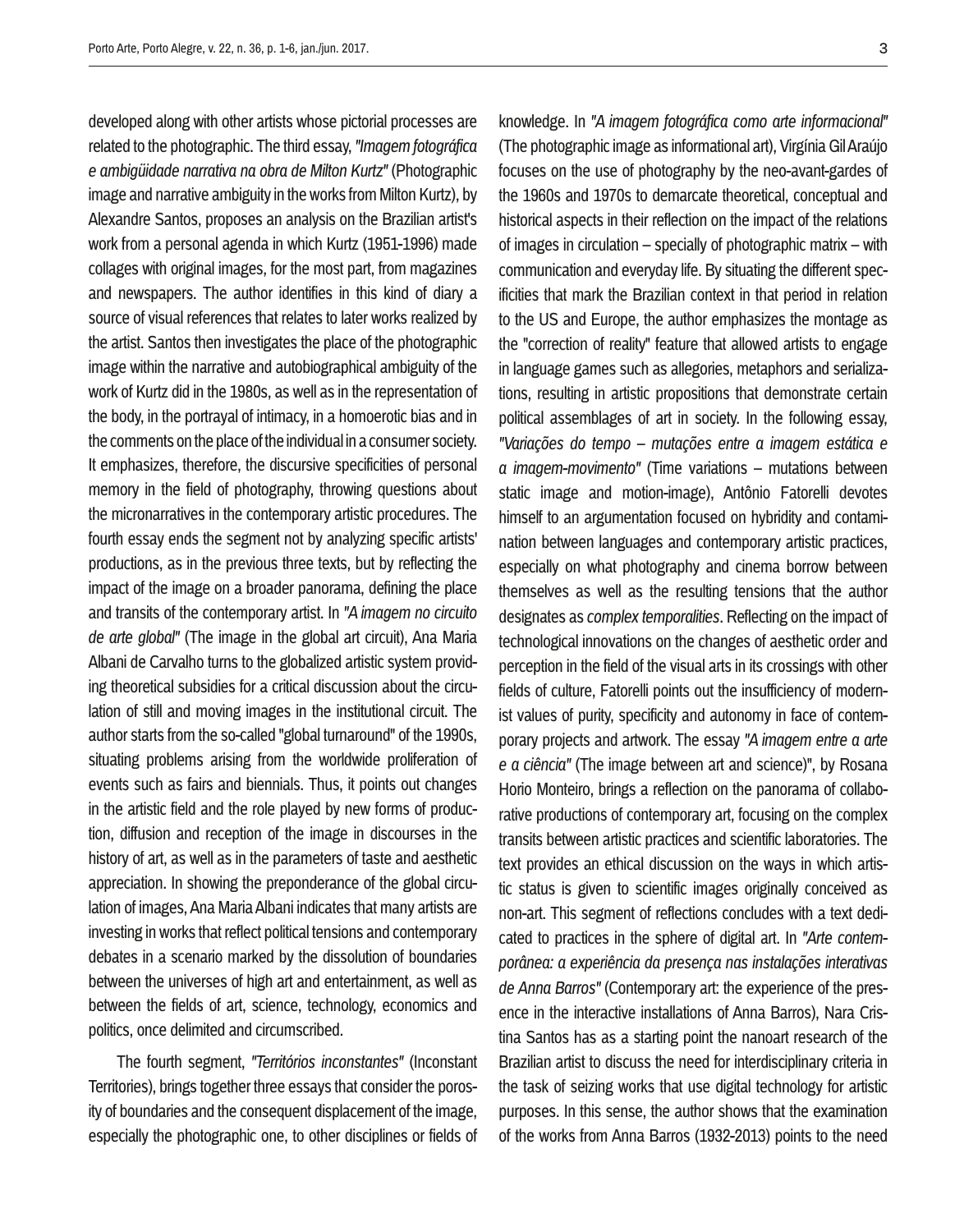developed along with other artists whose pictorial processes are related to the photographic. The third essay, *"Imagem fotográfica e ambigüidade narrativa na obra de Milton Kurtz"* (Photographic image and narrative ambiguity in the works from Milton Kurtz), by Alexandre Santos, proposes an analysis on the Brazilian artist's work from a personal agenda in which Kurtz (1951-1996) made collages with original images, for the most part, from magazines and newspapers. The author identifies in this kind of diary a source of visual references that relates to later works realized by the artist. Santos then investigates the place of the photographic image within the narrative and autobiographical ambiguity of the work of Kurtz did in the 1980s, as well as in the representation of the body, in the portrayal of intimacy, in a homoerotic bias and in the comments on the place of the individual in a consumer society. It emphasizes, therefore, the discursive specificities of personal memory in the field of photography, throwing questions about the micronarratives in the contemporary artistic procedures. The fourth essay ends the segment not by analyzing specific artists' productions, as in the previous three texts, but by reflecting the impact of the image on a broader panorama, defining the place and transits of the contemporary artist. In *"A imagem no circuito de arte global"* (The image in the global art circuit), Ana Maria Albani de Carvalho turns to the globalized artistic system providing theoretical subsidies for a critical discussion about the circulation of still and moving images in the institutional circuit. The author starts from the so-called "global turnaround" of the 1990s, situating problems arising from the worldwide proliferation of events such as fairs and biennials. Thus, it points out changes in the artistic field and the role played by new forms of production, diffusion and reception of the image in discourses in the history of art, as well as in the parameters of taste and aesthetic appreciation. In showing the preponderance of the global circulation of images, Ana Maria Albani indicates that many artists are investing in works that reflect political tensions and contemporary debates in a scenario marked by the dissolution of boundaries between the universes of high art and entertainment, as well as between the fields of art, science, technology, economics and politics, once delimited and circumscribed.

The fourth segment, *"Territórios inconstantes"* (Inconstant Territories), brings together three essays that consider the porosity of boundaries and the consequent displacement of the image, especially the photographic one, to other disciplines or fields of knowledge. In *"A imagem fotográfica como arte informacional"* (The photographic image as informational art), Virgínia Gil Araújo focuses on the use of photography by the neo-avant-gardes of the 1960s and 1970s to demarcate theoretical, conceptual and historical aspects in their reflection on the impact of the relations of images in circulation – specially of photographic matrix – with communication and everyday life. By situating the different specificities that mark the Brazilian context in that period in relation to the US and Europe, the author emphasizes the montage as the "correction of reality" feature that allowed artists to engage in language games such as allegories, metaphors and serializations, resulting in artistic propositions that demonstrate certain political assemblages of art in society. In the following essay, *"Variações do tempo – mutações entre a imagem estática e a imagem-movimento"* (Time variations – mutations between static image and motion-image), Antônio Fatorelli devotes himself to an argumentation focused on hybridity and contamination between languages and contemporary artistic practices, especially on what photography and cinema borrow between themselves as well as the resulting tensions that the author designates as *complex temporalities*. Reflecting on the impact of technological innovations on the changes of aesthetic order and perception in the field of the visual arts in its crossings with other fields of culture, Fatorelli points out the insufficiency of modernist values of purity, specificity and autonomy in face of contemporary projects and artwork. The essay *"A imagem entre a arte e a ciência"* (The image between art and science)", by Rosana Horio Monteiro, brings a reflection on the panorama of collaborative productions of contemporary art, focusing on the complex transits between artistic practices and scientific laboratories. The text provides an ethical discussion on the ways in which artistic status is given to scientific images originally conceived as non-art. This segment of reflections concludes with a text dedicated to practices in the sphere of digital art. In *"Arte contemporânea: a experiência da presença nas instalações interativas de Anna Barros"* (Contemporary art: the experience of the presence in the interactive installations of Anna Barros), Nara Cristina Santos has as a starting point the nanoart research of the Brazilian artist to discuss the need for interdisciplinary criteria in the task of seizing works that use digital technology for artistic purposes. In this sense, the author shows that the examination of the works from Anna Barros (1932-2013) points to the need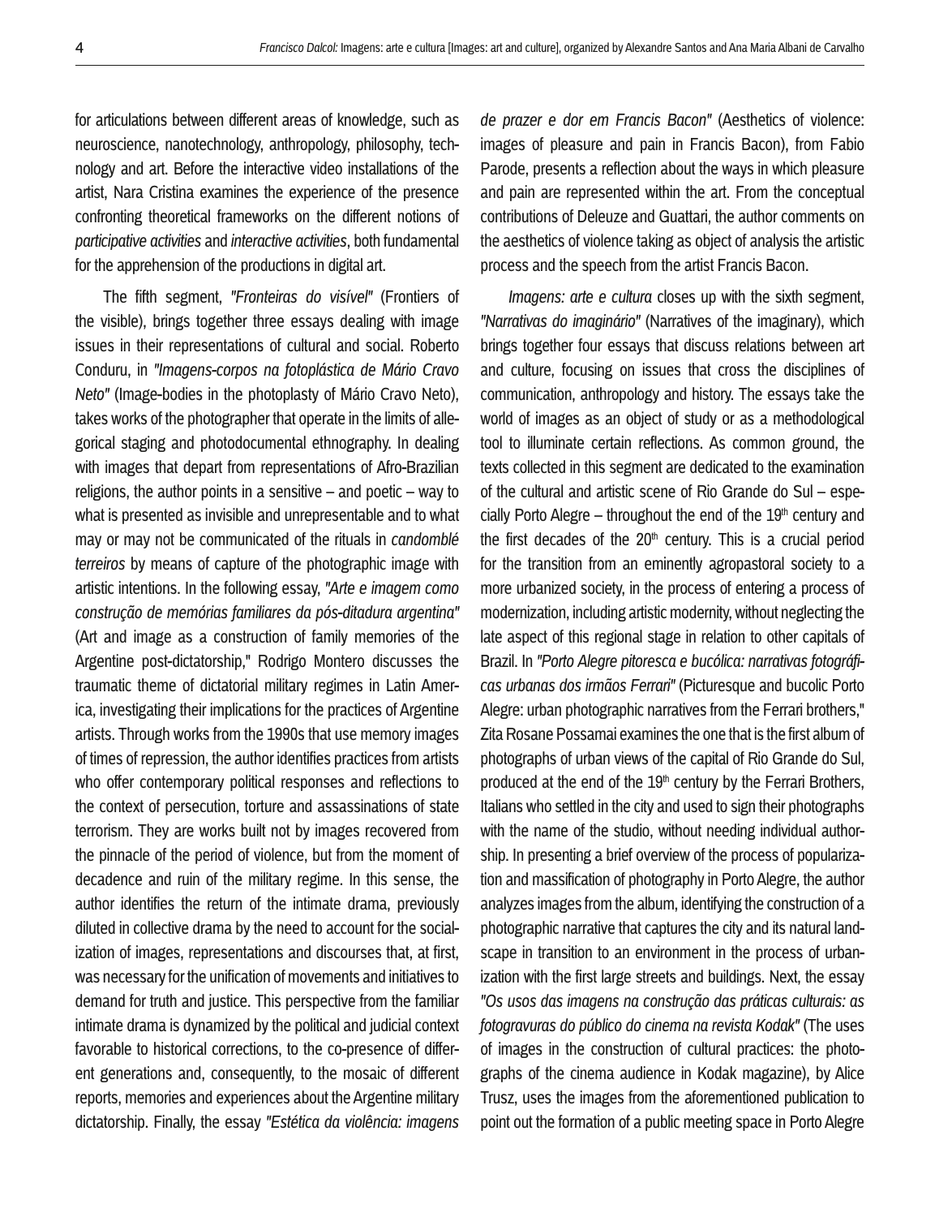for articulations between different areas of knowledge, such as neuroscience, nanotechnology, anthropology, philosophy, technology and art. Before the interactive video installations of the artist, Nara Cristina examines the experience of the presence confronting theoretical frameworks on the different notions of *participative activities* and *interactive activities*, both fundamental for the apprehension of the productions in digital art.

The fifth segment, *"Fronteiras do visível"* (Frontiers of the visible), brings together three essays dealing with image issues in their representations of cultural and social. Roberto Conduru, in *"Imagens-corpos na fotoplástica de Mário Cravo Neto"* (Image-bodies in the photoplasty of Mário Cravo Neto), takes works of the photographer that operate in the limits of allegorical staging and photodocumental ethnography. In dealing with images that depart from representations of Afro-Brazilian religions, the author points in a sensitive – and poetic – way to what is presented as invisible and unrepresentable and to what may or may not be communicated of the rituals in *candomblé terreiros* by means of capture of the photographic image with artistic intentions. In the following essay, *"Arte e imagem como construção de memórias familiares da pós-ditadura argentina"* (Art and image as a construction of family memories of the Argentine post-dictatorship," Rodrigo Montero discusses the traumatic theme of dictatorial military regimes in Latin America, investigating their implications for the practices of Argentine artists. Through works from the 1990s that use memory images of times of repression, the author identifies practices from artists who offer contemporary political responses and reflections to the context of persecution, torture and assassinations of state terrorism. They are works built not by images recovered from the pinnacle of the period of violence, but from the moment of decadence and ruin of the military regime. In this sense, the author identifies the return of the intimate drama, previously diluted in collective drama by the need to account for the socialization of images, representations and discourses that, at first, was necessary for the unification of movements and initiatives to demand for truth and justice. This perspective from the familiar intimate drama is dynamized by the political and judicial context favorable to historical corrections, to the co-presence of different generations and, consequently, to the mosaic of different reports, memories and experiences about the Argentine military dictatorship. Finally, the essay *"Estética da violência: imagens de prazer e dor em Francis Bacon"* (Aesthetics of violence: images of pleasure and pain in Francis Bacon), from Fabio Parode, presents a reflection about the ways in which pleasure and pain are represented within the art. From the conceptual contributions of Deleuze and Guattari, the author comments on the aesthetics of violence taking as object of analysis the artistic process and the speech from the artist Francis Bacon.

*Imagens: arte e cultura* closes up with the sixth segment, *"Narrativas do imaginário"* (Narratives of the imaginary), which brings together four essays that discuss relations between art and culture, focusing on issues that cross the disciplines of communication, anthropology and history. The essays take the world of images as an object of study or as a methodological tool to illuminate certain reflections. As common ground, the texts collected in this segment are dedicated to the examination of the cultural and artistic scene of Rio Grande do Sul – especially Porto Alegre – throughout the end of the 19th century and the first decades of the 20th century. This is a crucial period for the transition from an eminently agropastoral society to a more urbanized society, in the process of entering a process of modernization, including artistic modernity, without neglecting the late aspect of this regional stage in relation to other capitals of Brazil. In *"Porto Alegre pitoresca e bucólica: narrativas fotográficas urbanas dos irmãos Ferrari"* (Picturesque and bucolic Porto Alegre: urban photographic narratives from the Ferrari brothers," Zita Rosane Possamai examines the one that is the first album of photographs of urban views of the capital of Rio Grande do Sul, produced at the end of the 19th century by the Ferrari Brothers, Italians who settled in the city and used to sign their photographs with the name of the studio, without needing individual authorship. In presenting a brief overview of the process of popularization and massification of photography in Porto Alegre, the author analyzes images from the album, identifying the construction of a photographic narrative that captures the city and its natural landscape in transition to an environment in the process of urbanization with the first large streets and buildings. Next, the essay *"Os usos das imagens na construção das práticas culturais: as fotogravuras do público do cinema na revista Kodak"* (The uses of images in the construction of cultural practices: the photographs of the cinema audience in Kodak magazine), by Alice Trusz, uses the images from the aforementioned publication to point out the formation of a public meeting space in Porto Alegre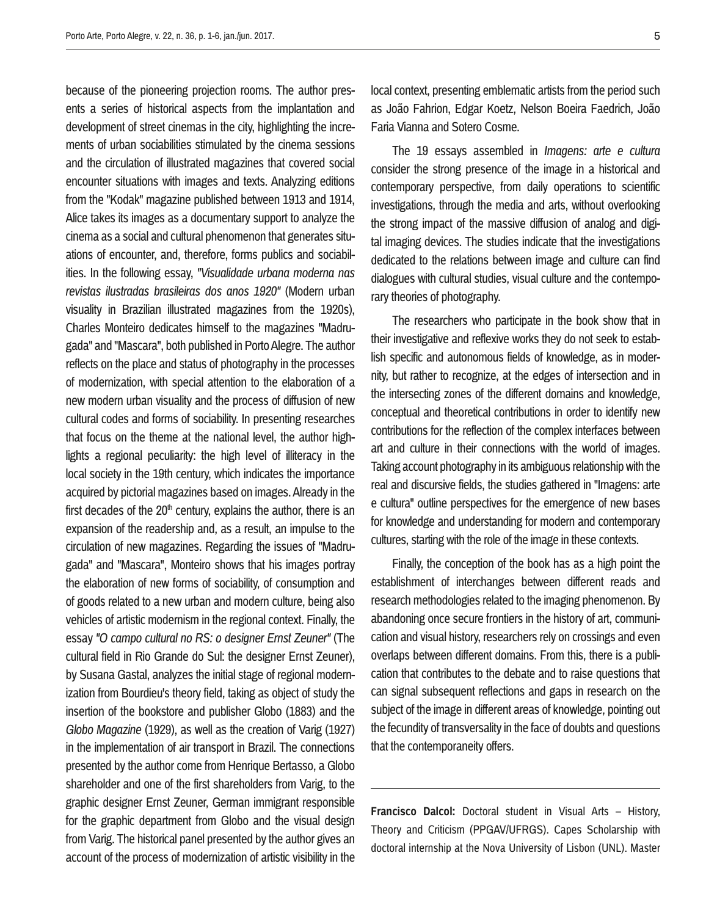because of the pioneering projection rooms. The author presents a series of historical aspects from the implantation and development of street cinemas in the city, highlighting the increments of urban sociabilities stimulated by the cinema sessions and the circulation of illustrated magazines that covered social encounter situations with images and texts. Analyzing editions from the "Kodak" magazine published between 1913 and 1914, Alice takes its images as a documentary support to analyze the cinema as a social and cultural phenomenon that generates situations of encounter, and, therefore, forms publics and sociabilities. In the following essay, *"Visualidade urbana moderna nas revistas ilustradas brasileiras dos anos 1920"* (Modern urban visuality in Brazilian illustrated magazines from the 1920s), Charles Monteiro dedicates himself to the magazines "Madrugada" and "Mascara", both published in Porto Alegre. The author reflects on the place and status of photography in the processes of modernization, with special attention to the elaboration of a new modern urban visuality and the process of diffusion of new cultural codes and forms of sociability. In presenting researches that focus on the theme at the national level, the author highlights a regional peculiarity: the high level of illiteracy in the local society in the 19th century, which indicates the importance acquired by pictorial magazines based on images. Already in the first decades of the 20th century, explains the author, there is an expansion of the readership and, as a result, an impulse to the circulation of new magazines. Regarding the issues of "Madrugada" and "Mascara", Monteiro shows that his images portray the elaboration of new forms of sociability, of consumption and of goods related to a new urban and modern culture, being also vehicles of artistic modernism in the regional context. Finally, the essay *"O campo cultural no RS: o designer Ernst Zeuner"* (The cultural field in Rio Grande do Sul: the designer Ernst Zeuner), by Susana Gastal, analyzes the initial stage of regional modernization from Bourdieu's theory field, taking as object of study the insertion of the bookstore and publisher Globo (1883) and the *Globo Magazine* (1929), as well as the creation of Varig (1927) in the implementation of air transport in Brazil. The connections presented by the author come from Henrique Bertasso, a Globo shareholder and one of the first shareholders from Varig, to the graphic designer Ernst Zeuner, German immigrant responsible for the graphic department from Globo and the visual design from Varig. The historical panel presented by the author gives an account of the process of modernization of artistic visibility in the local context, presenting emblematic artists from the period such as João Fahrion, Edgar Koetz, Nelson Boeira Faedrich, João Faria Vianna and Sotero Cosme.

The 19 essays assembled in *Imagens: arte e cultura* consider the strong presence of the image in a historical and contemporary perspective, from daily operations to scientific investigations, through the media and arts, without overlooking the strong impact of the massive diffusion of analog and digital imaging devices. The studies indicate that the investigations dedicated to the relations between image and culture can find dialogues with cultural studies, visual culture and the contemporary theories of photography.

The researchers who participate in the book show that in their investigative and reflexive works they do not seek to establish specific and autonomous fields of knowledge, as in modernity, but rather to recognize, at the edges of intersection and in the intersecting zones of the different domains and knowledge, conceptual and theoretical contributions in order to identify new contributions for the reflection of the complex interfaces between art and culture in their connections with the world of images. Taking account photography in its ambiguous relationship with the real and discursive fields, the studies gathered in "Imagens: arte e cultura" outline perspectives for the emergence of new bases for knowledge and understanding for modern and contemporary cultures, starting with the role of the image in these contexts.

Finally, the conception of the book has as a high point the establishment of interchanges between different reads and research methodologies related to the imaging phenomenon. By abandoning once secure frontiers in the history of art, communication and visual history, researchers rely on crossings and even overlaps between different domains. From this, there is a publication that contributes to the debate and to raise questions that can signal subsequent reflections and gaps in research on the subject of the image in different areas of knowledge, pointing out the fecundity of transversality in the face of doubts and questions that the contemporaneity offers.

---

**Francisco Dalcol:** Doctoral student in Visual Arts – History, Theory and Criticism (PPGAV/UFRGS). Capes Scholarship with doctoral internship at the Nova University of Lisbon (UNL). Master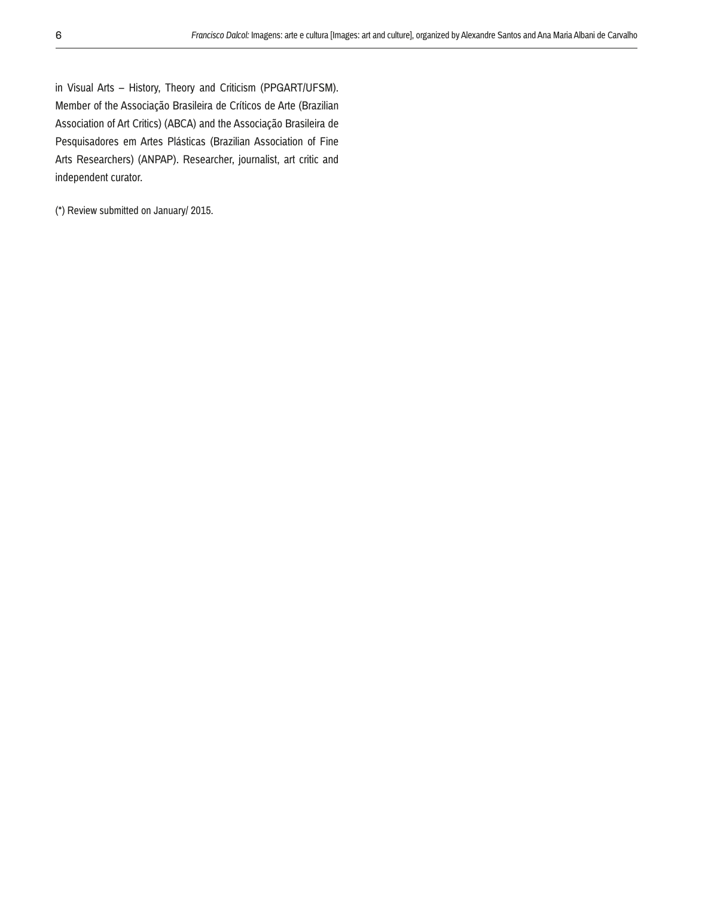in Visual Arts – History, Theory and Criticism (PPGART/UFSM). Member of the Associação Brasileira de Críticos de Arte (Brazilian Association of Art Critics) (ABCA) and the Associação Brasileira de Pesquisadores em Artes Plásticas (Brazilian Association of Fine Arts Researchers) (ANPAP). Researcher, journalist, art critic and independent curator.

(*) Review submitted on January/ 2015.